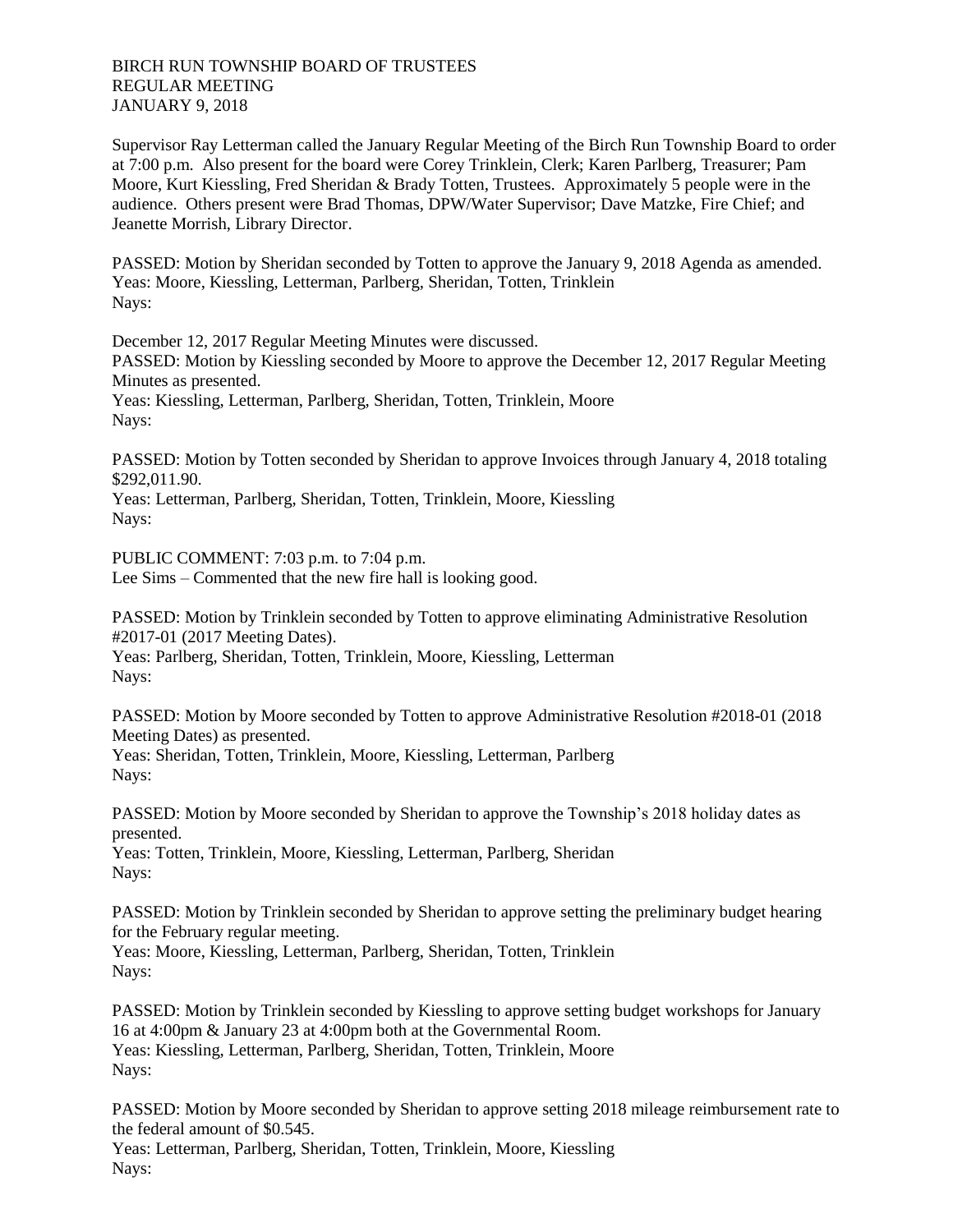BIRCH RUN TOWNSHIP BOARD OF TRUSTEES
REGULAR MEETING
JANUARY 9, 2018

Supervisor Ray Letterman called the January Regular Meeting of the Birch Run Township Board to order at 7:00 p.m. Also present for the board were Corey Trinklein, Clerk; Karen Parlberg, Treasurer; Pam Moore, Kurt Kiessling, Fred Sheridan & Brady Totten, Trustees. Approximately 5 people were in the audience. Others present were Brad Thomas, DPW/Water Supervisor; Dave Matzke, Fire Chief; and Jeanette Morrish, Library Director.

PASSED: Motion by Sheridan seconded by Totten to approve the January 9, 2018 Agenda as amended.
Yeas: Moore, Kiessling, Letterman, Parlberg, Sheridan, Totten, Trinklein
Nays:

December 12, 2017 Regular Meeting Minutes were discussed.
PASSED: Motion by Kiessling seconded by Moore to approve the December 12, 2017 Regular Meeting Minutes as presented.
Yeas: Kiessling, Letterman, Parlberg, Sheridan, Totten, Trinklein, Moore
Nays:

PASSED: Motion by Totten seconded by Sheridan to approve Invoices through January 4, 2018 totaling $292,011.90.
Yeas: Letterman, Parlberg, Sheridan, Totten, Trinklein, Moore, Kiessling
Nays:

PUBLIC COMMENT: 7:03 p.m. to 7:04 p.m.
Lee Sims – Commented that the new fire hall is looking good.

PASSED: Motion by Trinklein seconded by Totten to approve eliminating Administrative Resolution #2017-01 (2017 Meeting Dates).
Yeas: Parlberg, Sheridan, Totten, Trinklein, Moore, Kiessling, Letterman
Nays:

PASSED: Motion by Moore seconded by Totten to approve Administrative Resolution #2018-01 (2018 Meeting Dates) as presented.
Yeas: Sheridan, Totten, Trinklein, Moore, Kiessling, Letterman, Parlberg
Nays:

PASSED: Motion by Moore seconded by Sheridan to approve the Township's 2018 holiday dates as presented.
Yeas: Totten, Trinklein, Moore, Kiessling, Letterman, Parlberg, Sheridan
Nays:

PASSED: Motion by Trinklein seconded by Sheridan to approve setting the preliminary budget hearing for the February regular meeting.
Yeas: Moore, Kiessling, Letterman, Parlberg, Sheridan, Totten, Trinklein
Nays:

PASSED: Motion by Trinklein seconded by Kiessling to approve setting budget workshops for January 16 at 4:00pm & January 23 at 4:00pm both at the Governmental Room.
Yeas: Kiessling, Letterman, Parlberg, Sheridan, Totten, Trinklein, Moore
Nays:

PASSED: Motion by Moore seconded by Sheridan to approve setting 2018 mileage reimbursement rate to the federal amount of $0.545.
Yeas: Letterman, Parlberg, Sheridan, Totten, Trinklein, Moore, Kiessling
Nays: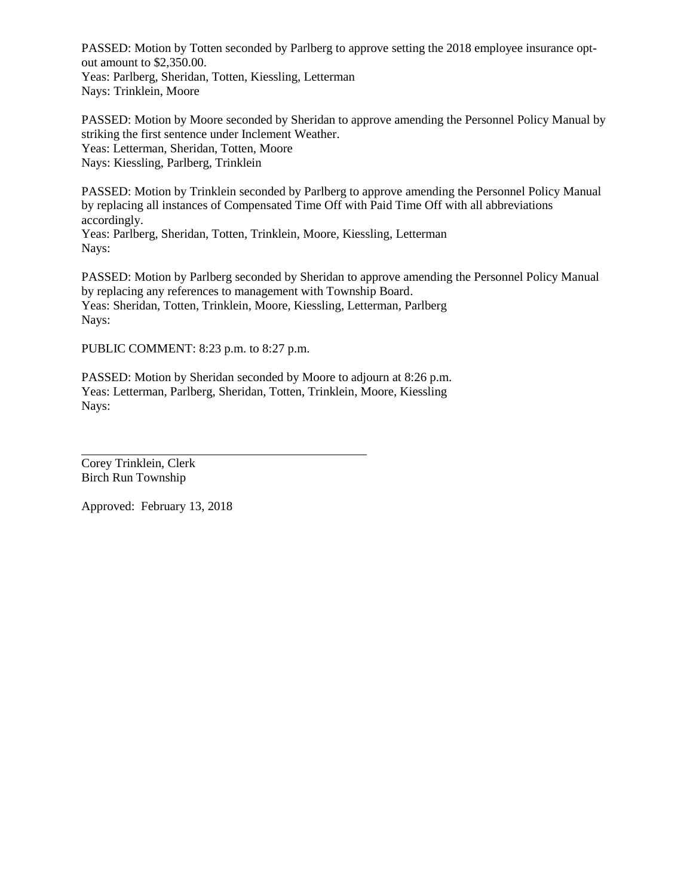PASSED: Motion by Totten seconded by Parlberg to approve setting the 2018 employee insurance opt-out amount to $2,350.00.
Yeas: Parlberg, Sheridan, Totten, Kiessling, Letterman
Nays: Trinklein, Moore

PASSED: Motion by Moore seconded by Sheridan to approve amending the Personnel Policy Manual by striking the first sentence under Inclement Weather.
Yeas: Letterman, Sheridan, Totten, Moore
Nays: Kiessling, Parlberg, Trinklein

PASSED: Motion by Trinklein seconded by Parlberg to approve amending the Personnel Policy Manual by replacing all instances of Compensated Time Off with Paid Time Off with all abbreviations accordingly.
Yeas: Parlberg, Sheridan, Totten, Trinklein, Moore, Kiessling, Letterman
Nays:

PASSED: Motion by Parlberg seconded by Sheridan to approve amending the Personnel Policy Manual by replacing any references to management with Township Board.
Yeas: Sheridan, Totten, Trinklein, Moore, Kiessling, Letterman, Parlberg
Nays:

PUBLIC COMMENT: 8:23 p.m. to 8:27 p.m.

PASSED: Motion by Sheridan seconded by Moore to adjourn at 8:26 p.m.
Yeas: Letterman, Parlberg, Sheridan, Totten, Trinklein, Moore, Kiessling
Nays:

\_\_\_\_\_\_\_\_\_\_\_\_\_\_\_\_\_\_\_\_\_\_\_\_\_\_\_\_\_\_\_\_\_\_\_\_\_\_\_\_\_\_\_\_

Corey Trinklein, Clerk
Birch Run Township

Approved: February 13, 2018